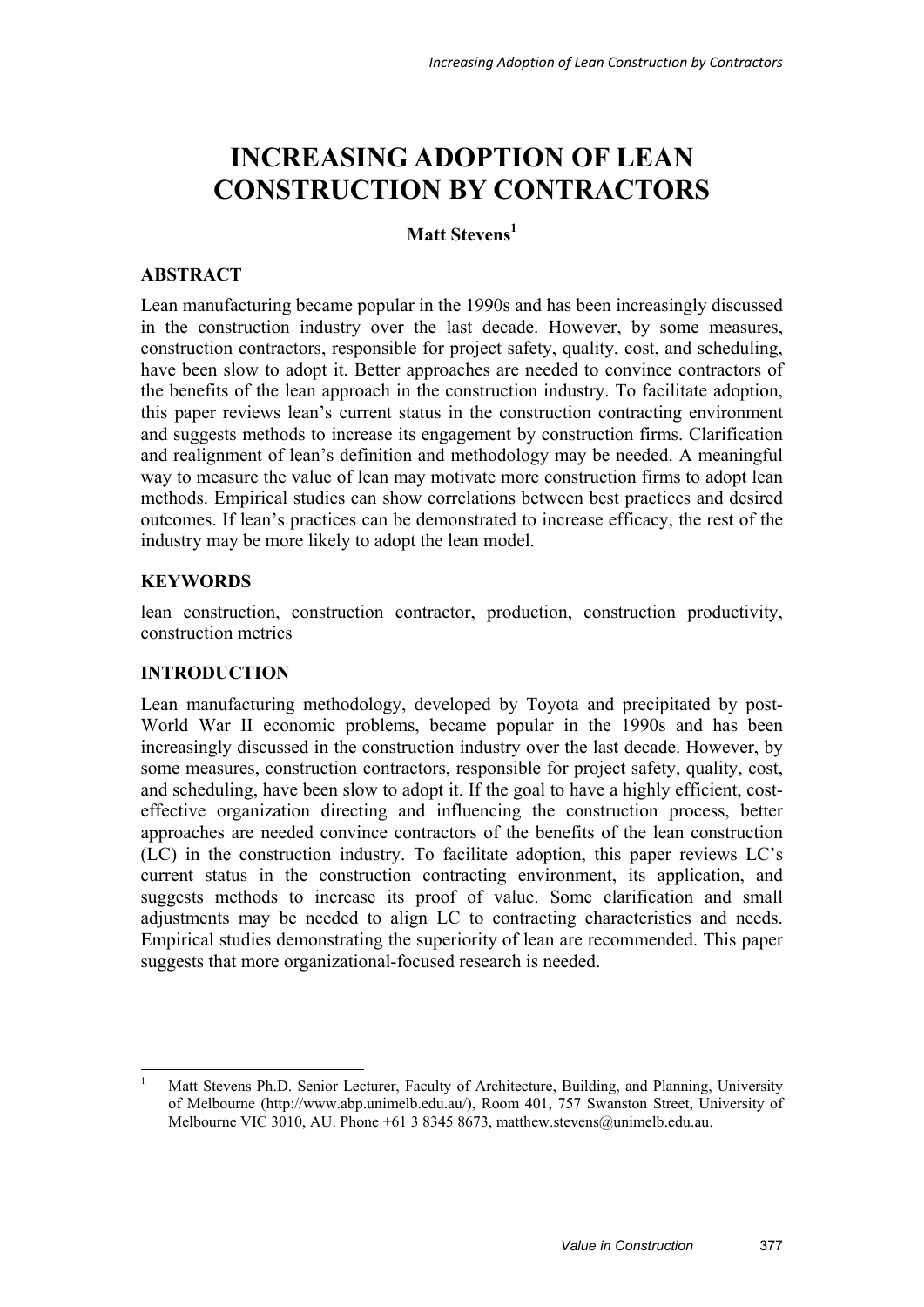# INCREASING ADOPTION OF LEAN CONSTRUCTION BY CONTRACTORS

**Matt Stevens[1]**

## ABSTRACT

Lean manufacturing became popular in the 1990s and has been increasingly discussed in the construction industry over the last decade. However, by some measures, construction contractors, responsible for project safety, quality, cost, and scheduling, have been slow to adopt it. Better approaches are needed to convince contractors of the benefits of the lean approach in the construction industry. To facilitate adoption, this paper reviews lean's current status in the construction contracting environment and suggests methods to increase its engagement by construction firms. Clarification and realignment of lean's definition and methodology may be needed. A meaningful way to measure the value of lean may motivate more construction firms to adopt lean methods. Empirical studies can show correlations between best practices and desired outcomes. If lean's practices can be demonstrated to increase efficacy, the rest of the industry may be more likely to adopt the lean model.

## KEYWORDS

lean construction, construction contractor, production, construction productivity, construction metrics

## INTRODUCTION

Lean manufacturing methodology, developed by Toyota and precipitated by post-World War II economic problems, became popular in the 1990s and has been increasingly discussed in the construction industry over the last decade. However, by some measures, construction contractors, responsible for project safety, quality, cost, and scheduling, have been slow to adopt it. If the goal to have a highly efficient, cost-effective organization directing and influencing the construction process, better approaches are needed convince contractors of the benefits of the lean construction (LC) in the construction industry. To facilitate adoption, this paper reviews LC's current status in the construction contracting environment, its application, and suggests methods to increase its proof of value. Some clarification and small adjustments may be needed to align LC to contracting characteristics and needs. Empirical studies demonstrating the superiority of lean are recommended. This paper suggests that more organizational-focused research is needed.

---

[1] Matt Stevens Ph.D. Senior Lecturer, Faculty of Architecture, Building, and Planning, University of Melbourne (http://www.abp.unimelb.edu.au/), Room 401, 757 Swanston Street, University of Melbourne VIC 3010, AU. Phone +61 3 8345 8673, matthew.stevens@unimelb.edu.au.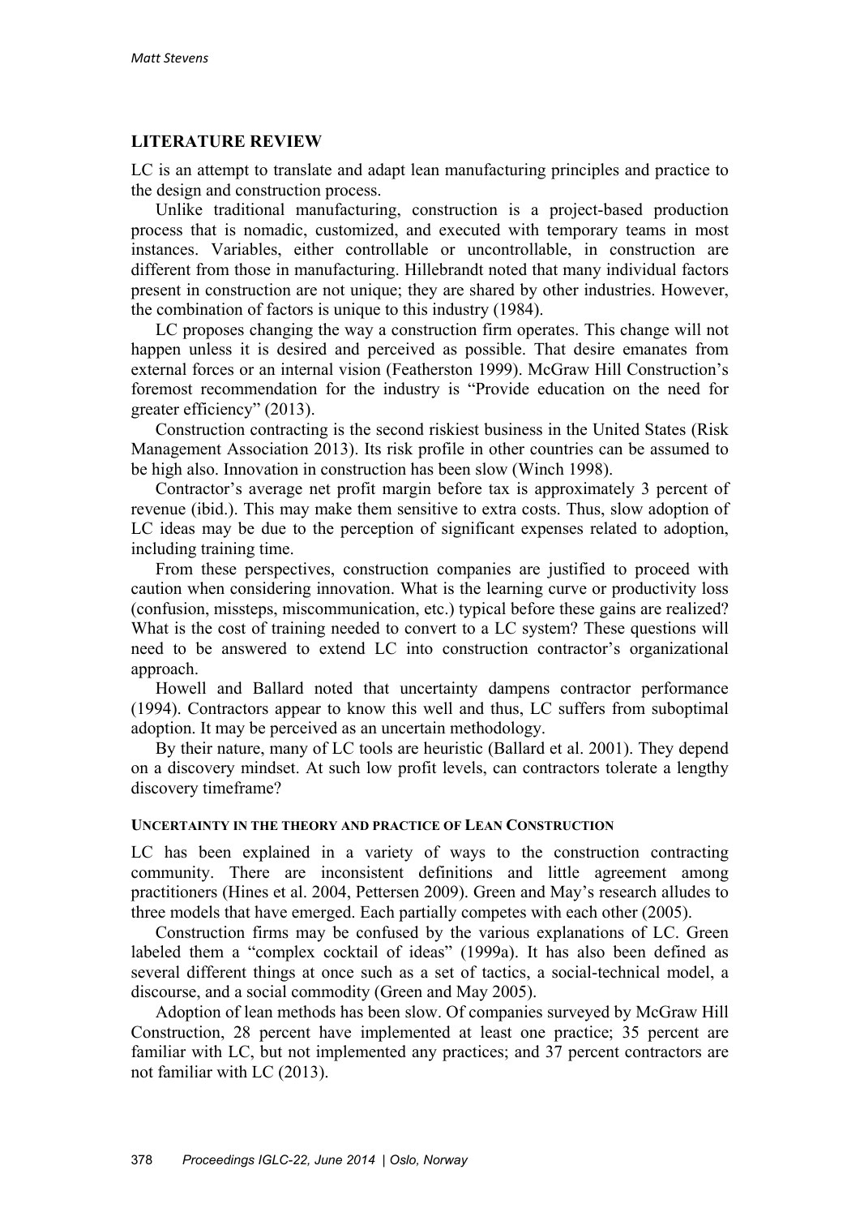## LITERATURE REVIEW

LC is an attempt to translate and adapt lean manufacturing principles and practice to the design and construction process.

Unlike traditional manufacturing, construction is a project-based production process that is nomadic, customized, and executed with temporary teams in most instances. Variables, either controllable or uncontrollable, in construction are different from those in manufacturing. Hillebrandt noted that many individual factors present in construction are not unique; they are shared by other industries. However, the combination of factors is unique to this industry (1984).

LC proposes changing the way a construction firm operates. This change will not happen unless it is desired and perceived as possible. That desire emanates from external forces or an internal vision (Featherston 1999). McGraw Hill Construction's foremost recommendation for the industry is "Provide education on the need for greater efficiency" (2013).

Construction contracting is the second riskiest business in the United States (Risk Management Association 2013). Its risk profile in other countries can be assumed to be high also. Innovation in construction has been slow (Winch 1998).

Contractor's average net profit margin before tax is approximately 3 percent of revenue (ibid.). This may make them sensitive to extra costs. Thus, slow adoption of LC ideas may be due to the perception of significant expenses related to adoption, including training time.

From these perspectives, construction companies are justified to proceed with caution when considering innovation. What is the learning curve or productivity loss (confusion, missteps, miscommunication, etc.) typical before these gains are realized? What is the cost of training needed to convert to a LC system? These questions will need to be answered to extend LC into construction contractor's organizational approach.

Howell and Ballard noted that uncertainty dampens contractor performance (1994). Contractors appear to know this well and thus, LC suffers from suboptimal adoption. It may be perceived as an uncertain methodology.

By their nature, many of LC tools are heuristic (Ballard et al. 2001). They depend on a discovery mindset. At such low profit levels, can contractors tolerate a lengthy discovery timeframe?

### UNCERTAINTY IN THE THEORY AND PRACTICE OF LEAN CONSTRUCTION

LC has been explained in a variety of ways to the construction contracting community. There are inconsistent definitions and little agreement among practitioners (Hines et al. 2004, Pettersen 2009). Green and May's research alludes to three models that have emerged. Each partially competes with each other (2005).

Construction firms may be confused by the various explanations of LC. Green labeled them a "complex cocktail of ideas" (1999a). It has also been defined as several different things at once such as a set of tactics, a social-technical model, a discourse, and a social commodity (Green and May 2005).

Adoption of lean methods has been slow. Of companies surveyed by McGraw Hill Construction, 28 percent have implemented at least one practice; 35 percent are familiar with LC, but not implemented any practices; and 37 percent contractors are not familiar with LC (2013).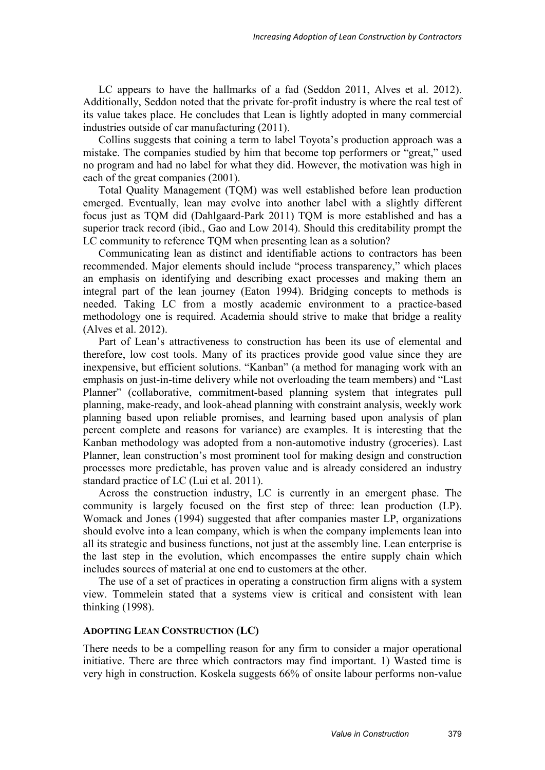LC appears to have the hallmarks of a fad (Seddon 2011, Alves et al. 2012). Additionally, Seddon noted that the private for-profit industry is where the real test of its value takes place. He concludes that Lean is lightly adopted in many commercial industries outside of car manufacturing (2011).

Collins suggests that coining a term to label Toyota's production approach was a mistake. The companies studied by him that become top performers or "great," used no program and had no label for what they did. However, the motivation was high in each of the great companies (2001).

Total Quality Management (TQM) was well established before lean production emerged. Eventually, lean may evolve into another label with a slightly different focus just as TQM did (Dahlgaard-Park 2011) TQM is more established and has a superior track record (ibid., Gao and Low 2014). Should this creditability prompt the LC community to reference TQM when presenting lean as a solution?

Communicating lean as distinct and identifiable actions to contractors has been recommended. Major elements should include "process transparency," which places an emphasis on identifying and describing exact processes and making them an integral part of the lean journey (Eaton 1994). Bridging concepts to methods is needed. Taking LC from a mostly academic environment to a practice-based methodology one is required. Academia should strive to make that bridge a reality (Alves et al. 2012).

Part of Lean's attractiveness to construction has been its use of elemental and therefore, low cost tools. Many of its practices provide good value since they are inexpensive, but efficient solutions. "Kanban" (a method for managing work with an emphasis on just-in-time delivery while not overloading the team members) and "Last Planner" (collaborative, commitment-based planning system that integrates pull planning, make-ready, and look-ahead planning with constraint analysis, weekly work planning based upon reliable promises, and learning based upon analysis of plan percent complete and reasons for variance) are examples. It is interesting that the Kanban methodology was adopted from a non-automotive industry (groceries). Last Planner, lean construction's most prominent tool for making design and construction processes more predictable, has proven value and is already considered an industry standard practice of LC (Lui et al. 2011).

Across the construction industry, LC is currently in an emergent phase. The community is largely focused on the first step of three: lean production (LP). Womack and Jones (1994) suggested that after companies master LP, organizations should evolve into a lean company, which is when the company implements lean into all its strategic and business functions, not just at the assembly line. Lean enterprise is the last step in the evolution, which encompasses the entire supply chain which includes sources of material at one end to customers at the other.

The use of a set of practices in operating a construction firm aligns with a system view. Tommelein stated that a systems view is critical and consistent with lean thinking (1998).

## ADOPTING LEAN CONSTRUCTION (LC)

There needs to be a compelling reason for any firm to consider a major operational initiative. There are three which contractors may find important. 1) Wasted time is very high in construction. Koskela suggests 66% of onsite labour performs non-value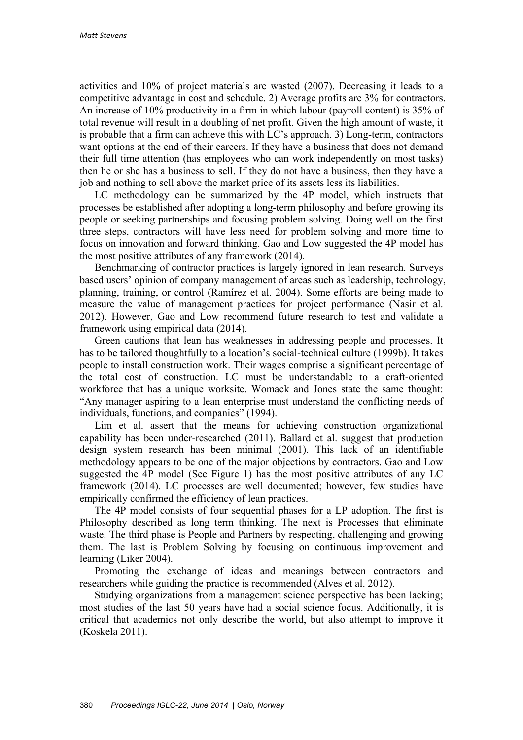activities and 10% of project materials are wasted (2007). Decreasing it leads to a competitive advantage in cost and schedule. 2) Average profits are 3% for contractors. An increase of 10% productivity in a firm in which labour (payroll content) is 35% of total revenue will result in a doubling of net profit. Given the high amount of waste, it is probable that a firm can achieve this with LC's approach. 3) Long-term, contractors want options at the end of their careers. If they have a business that does not demand their full time attention (has employees who can work independently on most tasks) then he or she has a business to sell. If they do not have a business, then they have a job and nothing to sell above the market price of its assets less its liabilities.

LC methodology can be summarized by the 4P model, which instructs that processes be established after adopting a long-term philosophy and before growing its people or seeking partnerships and focusing problem solving. Doing well on the first three steps, contractors will have less need for problem solving and more time to focus on innovation and forward thinking. Gao and Low suggested the 4P model has the most positive attributes of any framework (2014).

Benchmarking of contractor practices is largely ignored in lean research. Surveys based users' opinion of company management of areas such as leadership, technology, planning, training, or control (Ramírez et al. 2004). Some efforts are being made to measure the value of management practices for project performance (Nasir et al. 2012). However, Gao and Low recommend future research to test and validate a framework using empirical data (2014).

Green cautions that lean has weaknesses in addressing people and processes. It has to be tailored thoughtfully to a location's social-technical culture (1999b). It takes people to install construction work. Their wages comprise a significant percentage of the total cost of construction. LC must be understandable to a craft-oriented workforce that has a unique worksite. Womack and Jones state the same thought: "Any manager aspiring to a lean enterprise must understand the conflicting needs of individuals, functions, and companies" (1994).

Lim et al. assert that the means for achieving construction organizational capability has been under-researched (2011). Ballard et al. suggest that production design system research has been minimal (2001). This lack of an identifiable methodology appears to be one of the major objections by contractors. Gao and Low suggested the 4P model (See Figure 1) has the most positive attributes of any LC framework (2014). LC processes are well documented; however, few studies have empirically confirmed the efficiency of lean practices.

The 4P model consists of four sequential phases for a LP adoption. The first is Philosophy described as long term thinking. The next is Processes that eliminate waste. The third phase is People and Partners by respecting, challenging and growing them. The last is Problem Solving by focusing on continuous improvement and learning (Liker 2004).

Promoting the exchange of ideas and meanings between contractors and researchers while guiding the practice is recommended (Alves et al. 2012).

Studying organizations from a management science perspective has been lacking; most studies of the last 50 years have had a social science focus. Additionally, it is critical that academics not only describe the world, but also attempt to improve it (Koskela 2011).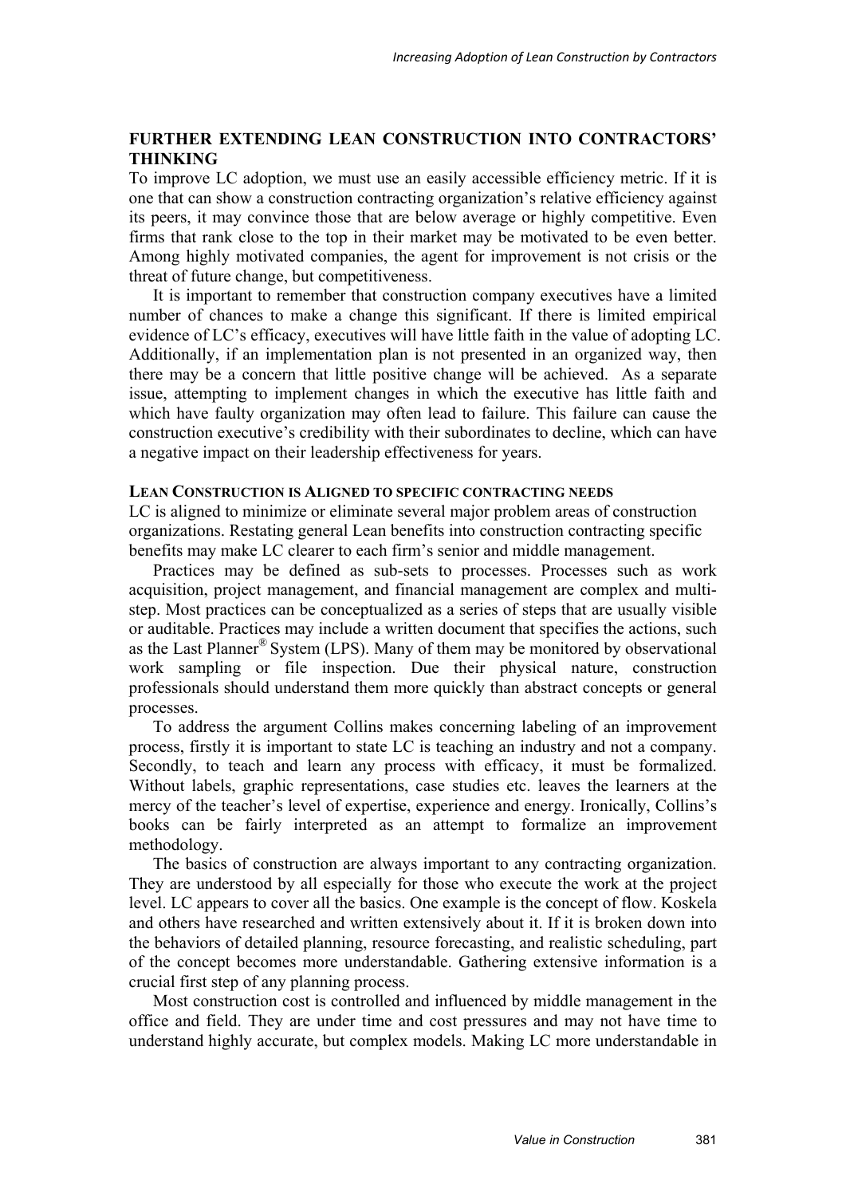## FURTHER EXTENDING LEAN CONSTRUCTION INTO CONTRACTORS' THINKING

To improve LC adoption, we must use an easily accessible efficiency metric. If it is one that can show a construction contracting organization's relative efficiency against its peers, it may convince those that are below average or highly competitive. Even firms that rank close to the top in their market may be motivated to be even better. Among highly motivated companies, the agent for improvement is not crisis or the threat of future change, but competitiveness.

It is important to remember that construction company executives have a limited number of chances to make a change this significant. If there is limited empirical evidence of LC's efficacy, executives will have little faith in the value of adopting LC. Additionally, if an implementation plan is not presented in an organized way, then there may be a concern that little positive change will be achieved. As a separate issue, attempting to implement changes in which the executive has little faith and which have faulty organization may often lead to failure. This failure can cause the construction executive's credibility with their subordinates to decline, which can have a negative impact on their leadership effectiveness for years.

### LEAN CONSTRUCTION IS ALIGNED TO SPECIFIC CONTRACTING NEEDS

LC is aligned to minimize or eliminate several major problem areas of construction organizations. Restating general Lean benefits into construction contracting specific benefits may make LC clearer to each firm's senior and middle management.

Practices may be defined as sub-sets to processes. Processes such as work acquisition, project management, and financial management are complex and multi-step. Most practices can be conceptualized as a series of steps that are usually visible or auditable. Practices may include a written document that specifies the actions, such as the Last Planner® System (LPS). Many of them may be monitored by observational work sampling or file inspection. Due their physical nature, construction professionals should understand them more quickly than abstract concepts or general processes.

To address the argument Collins makes concerning labeling of an improvement process, firstly it is important to state LC is teaching an industry and not a company. Secondly, to teach and learn any process with efficacy, it must be formalized. Without labels, graphic representations, case studies etc. leaves the learners at the mercy of the teacher's level of expertise, experience and energy. Ironically, Collins's books can be fairly interpreted as an attempt to formalize an improvement methodology.

The basics of construction are always important to any contracting organization. They are understood by all especially for those who execute the work at the project level. LC appears to cover all the basics. One example is the concept of flow. Koskela and others have researched and written extensively about it. If it is broken down into the behaviors of detailed planning, resource forecasting, and realistic scheduling, part of the concept becomes more understandable. Gathering extensive information is a crucial first step of any planning process.

Most construction cost is controlled and influenced by middle management in the office and field. They are under time and cost pressures and may not have time to understand highly accurate, but complex models. Making LC more understandable in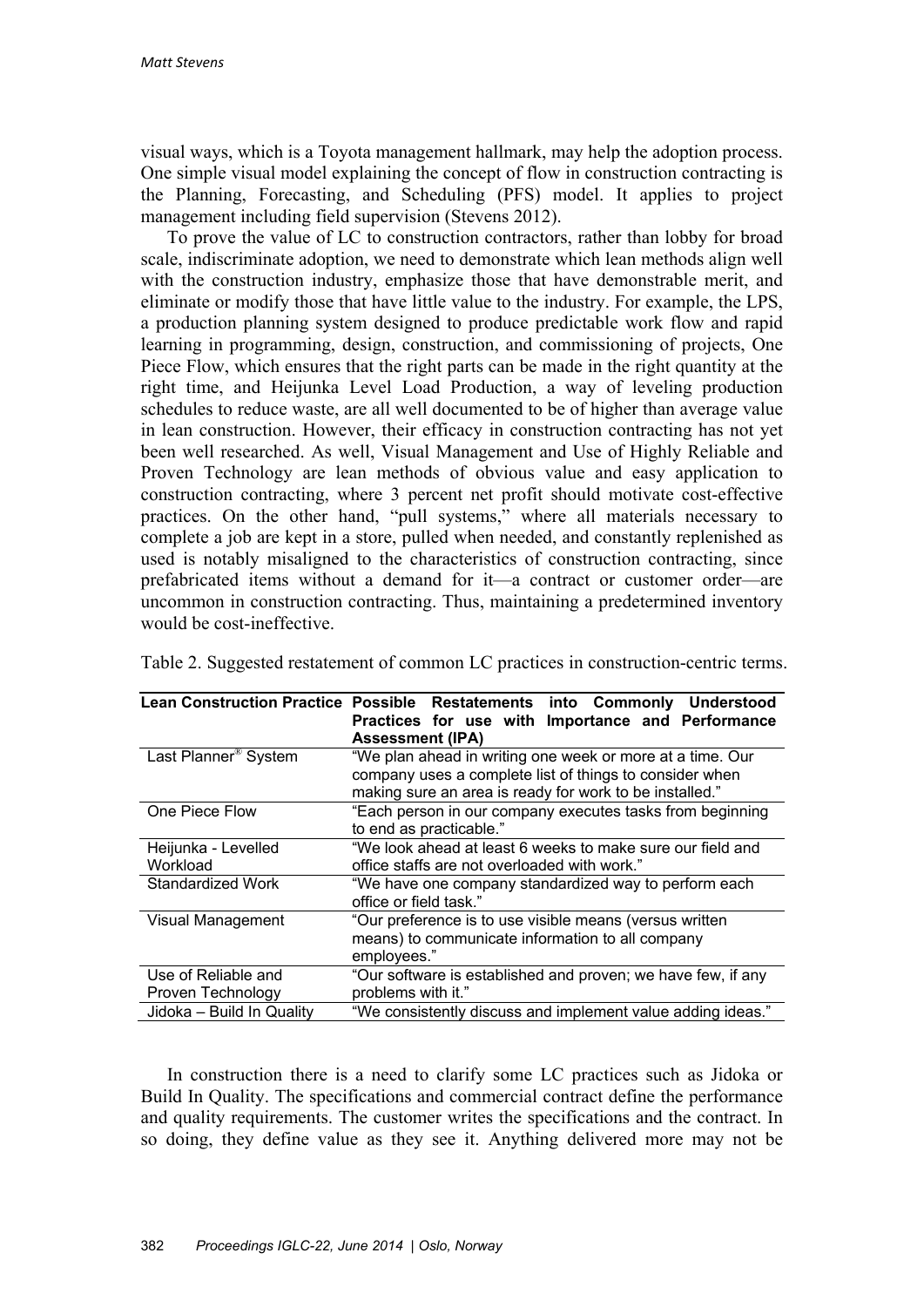visual ways, which is a Toyota management hallmark, may help the adoption process. One simple visual model explaining the concept of flow in construction contracting is the Planning, Forecasting, and Scheduling (PFS) model. It applies to project management including field supervision (Stevens 2012).

To prove the value of LC to construction contractors, rather than lobby for broad scale, indiscriminate adoption, we need to demonstrate which lean methods align well with the construction industry, emphasize those that have demonstrable merit, and eliminate or modify those that have little value to the industry. For example, the LPS, a production planning system designed to produce predictable work flow and rapid learning in programming, design, construction, and commissioning of projects, One Piece Flow, which ensures that the right parts can be made in the right quantity at the right time, and Heijunka Level Load Production, a way of leveling production schedules to reduce waste, are all well documented to be of higher than average value in lean construction. However, their efficacy in construction contracting has not yet been well researched. As well, Visual Management and Use of Highly Reliable and Proven Technology are lean methods of obvious value and easy application to construction contracting, where 3 percent net profit should motivate cost-effective practices. On the other hand, "pull systems," where all materials necessary to complete a job are kept in a store, pulled when needed, and constantly replenished as used is notably misaligned to the characteristics of construction contracting, since prefabricated items without a demand for it—a contract or customer order—are uncommon in construction contracting. Thus, maintaining a predetermined inventory would be cost-ineffective.

Table 2. Suggested restatement of common LC practices in construction-centric terms.

| Lean Construction Practice | Possible Restatements into Commonly Understood Practices for use with Importance and Performance Assessment (IPA) |
|---|---|
| Last Planner® System | "We plan ahead in writing one week or more at a time. Our company uses a complete list of things to consider when making sure an area is ready for work to be installed." |
| One Piece Flow | "Each person in our company executes tasks from beginning to end as practicable." |
| Heijunka - Levelled Workload | "We look ahead at least 6 weeks to make sure our field and office staffs are not overloaded with work." |
| Standardized Work | "We have one company standardized way to perform each office or field task." |
| Visual Management | "Our preference is to use visible means (versus written means) to communicate information to all company employees." |
| Use of Reliable and Proven Technology | "Our software is established and proven; we have few, if any problems with it." |
| Jidoka – Build In Quality | "We consistently discuss and implement value adding ideas." |

In construction there is a need to clarify some LC practices such as Jidoka or Build In Quality. The specifications and commercial contract define the performance and quality requirements. The customer writes the specifications and the contract. In so doing, they define value as they see it. Anything delivered more may not be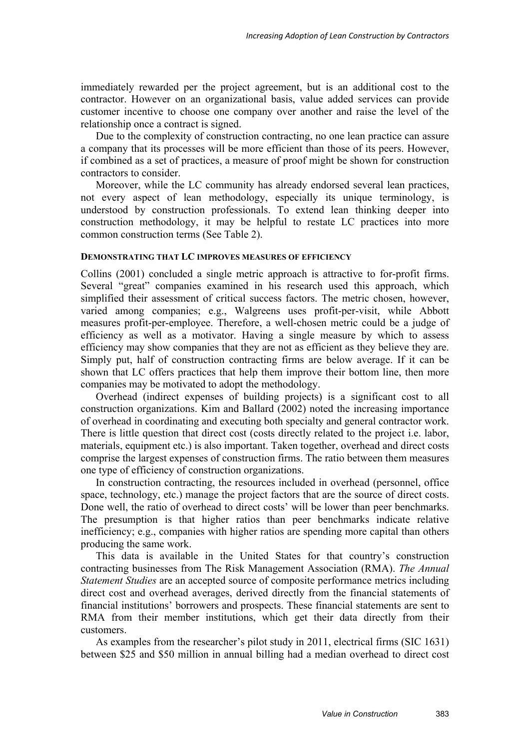immediately rewarded per the project agreement, but is an additional cost to the contractor. However on an organizational basis, value added services can provide customer incentive to choose one company over another and raise the level of the relationship once a contract is signed.

Due to the complexity of construction contracting, no one lean practice can assure a company that its processes will be more efficient than those of its peers. However, if combined as a set of practices, a measure of proof might be shown for construction contractors to consider.

Moreover, while the LC community has already endorsed several lean practices, not every aspect of lean methodology, especially its unique terminology, is understood by construction professionals. To extend lean thinking deeper into construction methodology, it may be helpful to restate LC practices into more common construction terms (See Table 2).

#### DEMONSTRATING THAT LC IMPROVES MEASURES OF EFFICIENCY

Collins (2001) concluded a single metric approach is attractive to for-profit firms. Several "great" companies examined in his research used this approach, which simplified their assessment of critical success factors. The metric chosen, however, varied among companies; e.g., Walgreens uses profit-per-visit, while Abbott measures profit-per-employee. Therefore, a well-chosen metric could be a judge of efficiency as well as a motivator. Having a single measure by which to assess efficiency may show companies that they are not as efficient as they believe they are. Simply put, half of construction contracting firms are below average. If it can be shown that LC offers practices that help them improve their bottom line, then more companies may be motivated to adopt the methodology.

Overhead (indirect expenses of building projects) is a significant cost to all construction organizations. Kim and Ballard (2002) noted the increasing importance of overhead in coordinating and executing both specialty and general contractor work. There is little question that direct cost (costs directly related to the project i.e. labor, materials, equipment etc.) is also important. Taken together, overhead and direct costs comprise the largest expenses of construction firms. The ratio between them measures one type of efficiency of construction organizations.

In construction contracting, the resources included in overhead (personnel, office space, technology, etc.) manage the project factors that are the source of direct costs. Done well, the ratio of overhead to direct costs' will be lower than peer benchmarks. The presumption is that higher ratios than peer benchmarks indicate relative inefficiency; e.g., companies with higher ratios are spending more capital than others producing the same work.

This data is available in the United States for that country's construction contracting businesses from The Risk Management Association (RMA). *The Annual Statement Studies* are an accepted source of composite performance metrics including direct cost and overhead averages, derived directly from the financial statements of financial institutions' borrowers and prospects. These financial statements are sent to RMA from their member institutions, which get their data directly from their customers.

As examples from the researcher's pilot study in 2011, electrical firms (SIC 1631) between $25 and $50 million in annual billing had a median overhead to direct cost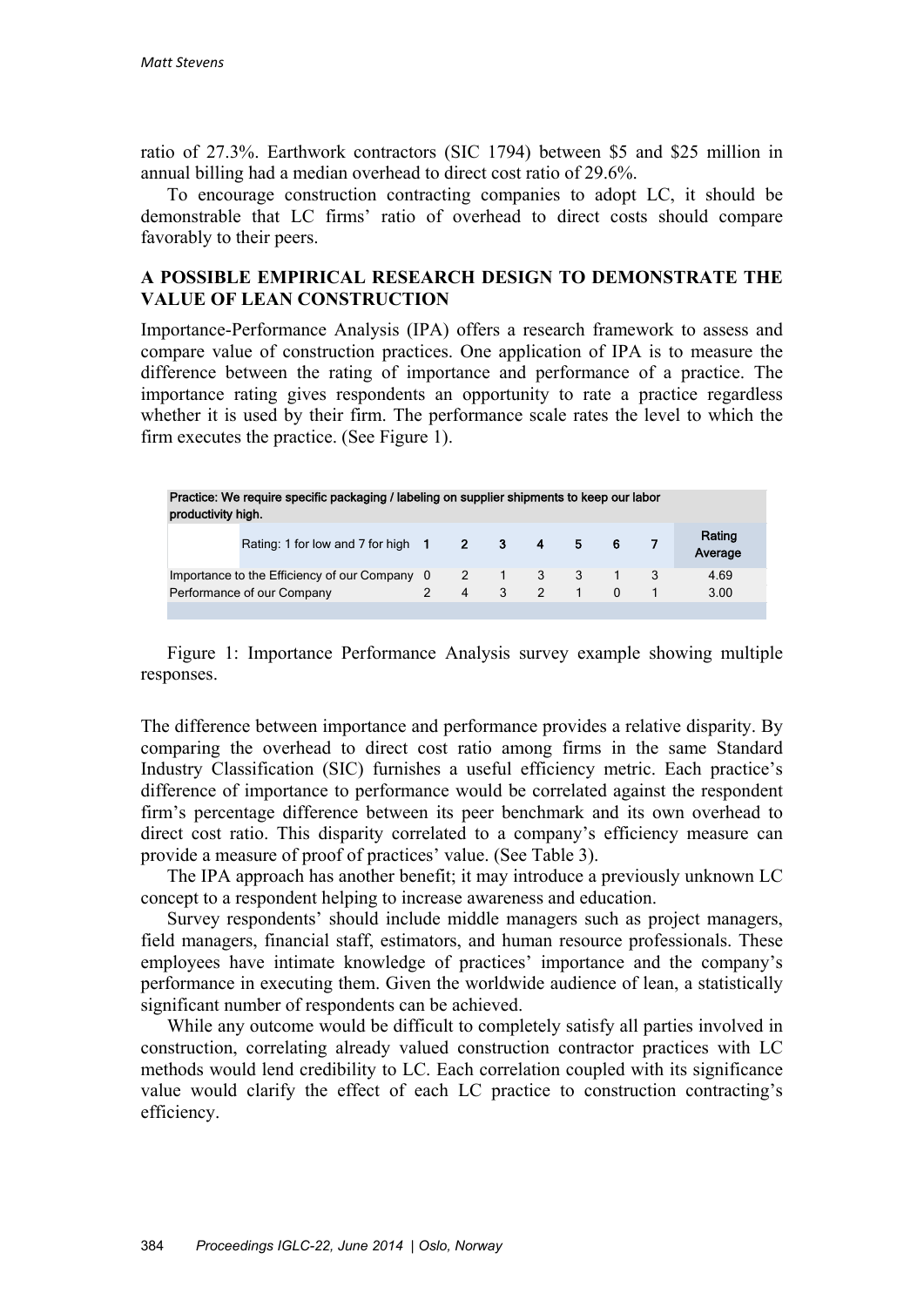ratio of 27.3%. Earthwork contractors (SIC 1794) between \$5 and \$25 million in annual billing had a median overhead to direct cost ratio of 29.6%.

To encourage construction contracting companies to adopt LC, it should be demonstrable that LC firms' ratio of overhead to direct costs should compare favorably to their peers.

## A POSSIBLE EMPIRICAL RESEARCH DESIGN TO DEMONSTRATE THE VALUE OF LEAN CONSTRUCTION

Importance-Performance Analysis (IPA) offers a research framework to assess and compare value of construction practices. One application of IPA is to measure the difference between the rating of importance and performance of a practice. The importance rating gives respondents an opportunity to rate a practice regardless whether it is used by their firm. The performance scale rates the level to which the firm executes the practice. (See Figure 1).

| Practice: We require specific packaging / labeling on supplier shipments to keep our labor productivity high. | | | | | | | | |
|---|---|---|---|---|---|---|---|---|
| Rating: 1 for low and 7 for high | 1 | 2 | 3 | 4 | 5 | 6 | 7 | Rating Average |
| Importance to the Efficiency of our Company | 0 | 2 | 1 | 3 | 3 | 1 | 3 | 4.69 |
| Performance of our Company | 2 | 4 | 3 | 2 | 1 | 0 | 1 | 3.00 |

Figure 1: Importance Performance Analysis survey example showing multiple responses.

The difference between importance and performance provides a relative disparity. By comparing the overhead to direct cost ratio among firms in the same Standard Industry Classification (SIC) furnishes a useful efficiency metric. Each practice's difference of importance to performance would be correlated against the respondent firm's percentage difference between its peer benchmark and its own overhead to direct cost ratio. This disparity correlated to a company's efficiency measure can provide a measure of proof of practices' value. (See Table 3).

The IPA approach has another benefit; it may introduce a previously unknown LC concept to a respondent helping to increase awareness and education.

Survey respondents' should include middle managers such as project managers, field managers, financial staff, estimators, and human resource professionals. These employees have intimate knowledge of practices' importance and the company's performance in executing them. Given the worldwide audience of lean, a statistically significant number of respondents can be achieved.

While any outcome would be difficult to completely satisfy all parties involved in construction, correlating already valued construction contractor practices with LC methods would lend credibility to LC. Each correlation coupled with its significance value would clarify the effect of each LC practice to construction contracting's efficiency.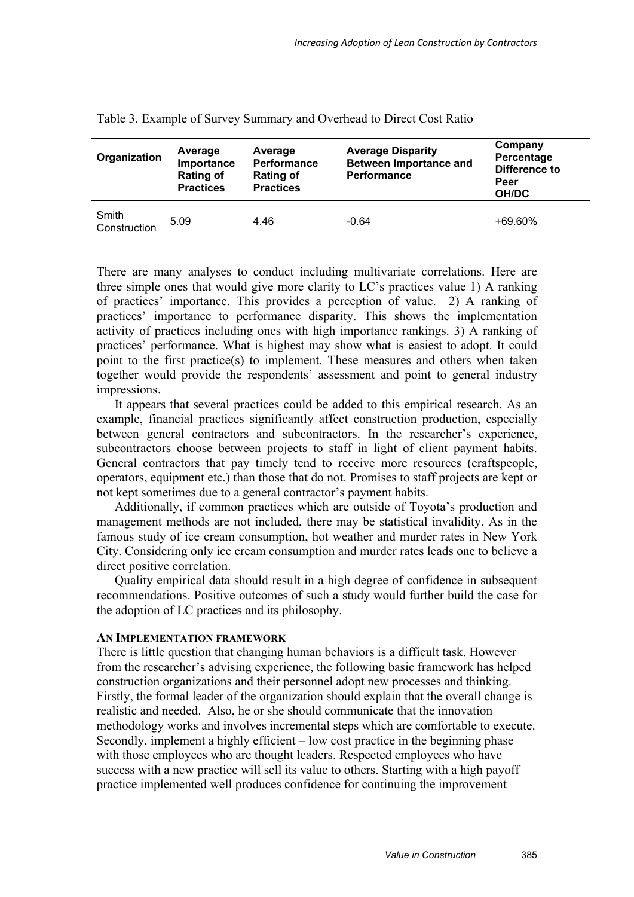Table 3. Example of Survey Summary and Overhead to Direct Cost Ratio

| Organization | Average Importance Rating of Practices | Average Performance Rating of Practices | Average Disparity Between Importance and Performance | Company Percentage Difference to Peer OH/DC |
|---|---|---|---|---|
| Smith Construction | 5.09 | 4.46 | -0.64 | +69.60% |

There are many analyses to conduct including multivariate correlations. Here are three simple ones that would give more clarity to LC's practices value 1) A ranking of practices' importance. This provides a perception of value. 2) A ranking of practices' importance to performance disparity. This shows the implementation activity of practices including ones with high importance rankings. 3) A ranking of practices' performance. What is highest may show what is easiest to adopt. It could point to the first practice(s) to implement. These measures and others when taken together would provide the respondents' assessment and point to general industry impressions.

It appears that several practices could be added to this empirical research. As an example, financial practices significantly affect construction production, especially between general contractors and subcontractors. In the researcher's experience, subcontractors choose between projects to staff in light of client payment habits. General contractors that pay timely tend to receive more resources (craftspeople, operators, equipment etc.) than those that do not. Promises to staff projects are kept or not kept sometimes due to a general contractor's payment habits.

Additionally, if common practices which are outside of Toyota's production and management methods are not included, there may be statistical invalidity. As in the famous study of ice cream consumption, hot weather and murder rates in New York City. Considering only ice cream consumption and murder rates leads one to believe a direct positive correlation.

Quality empirical data should result in a high degree of confidence in subsequent recommendations. Positive outcomes of such a study would further build the case for the adoption of LC practices and its philosophy.

## AN IMPLEMENTATION FRAMEWORK

There is little question that changing human behaviors is a difficult task. However from the researcher's advising experience, the following basic framework has helped construction organizations and their personnel adopt new processes and thinking. Firstly, the formal leader of the organization should explain that the overall change is realistic and needed. Also, he or she should communicate that the innovation methodology works and involves incremental steps which are comfortable to execute. Secondly, implement a highly efficient – low cost practice in the beginning phase with those employees who are thought leaders. Respected employees who have success with a new practice will sell its value to others. Starting with a high payoff practice implemented well produces confidence for continuing the improvement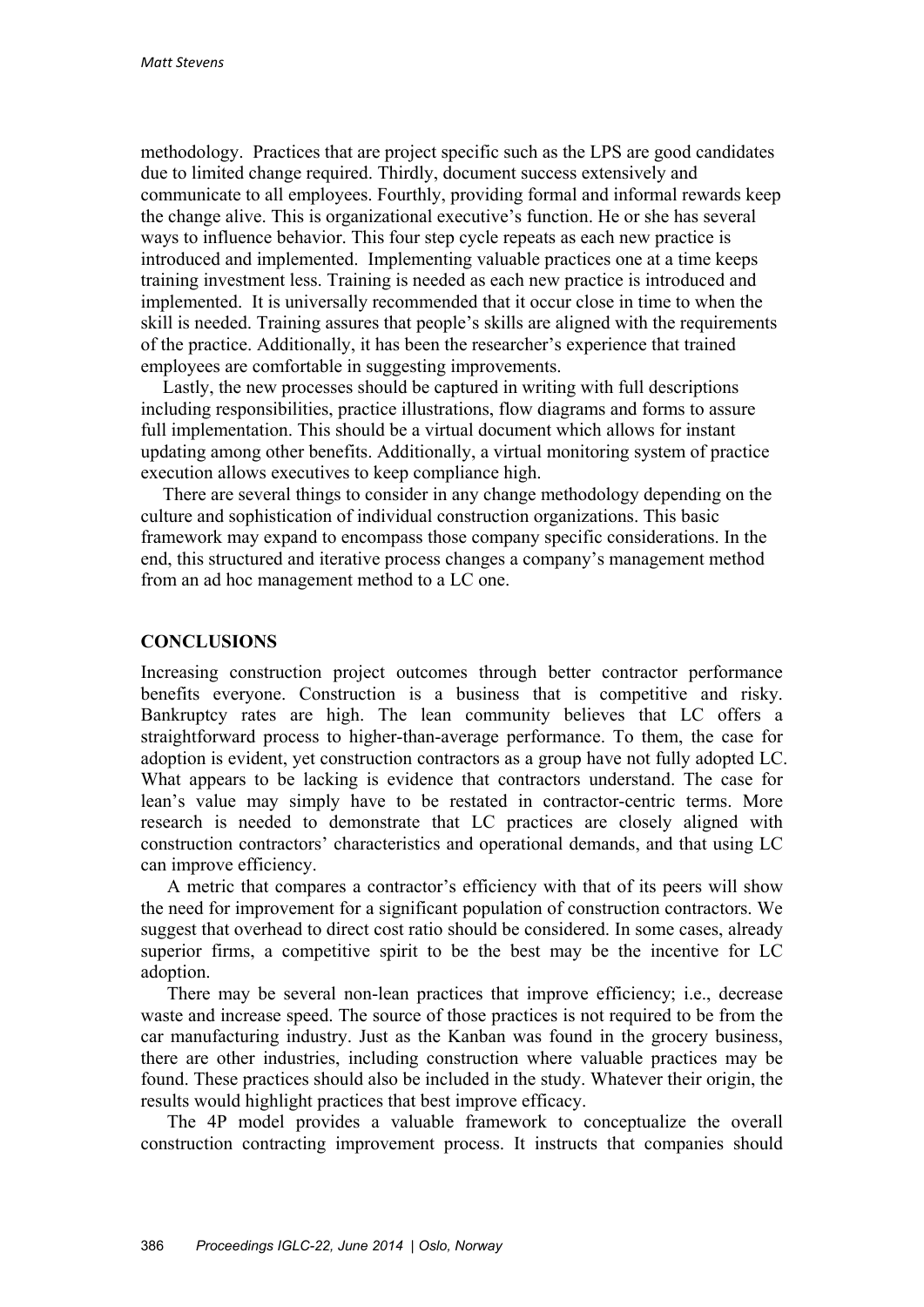methodology. Practices that are project specific such as the LPS are good candidates due to limited change required. Thirdly, document success extensively and communicate to all employees. Fourthly, providing formal and informal rewards keep the change alive. This is organizational executive's function. He or she has several ways to influence behavior. This four step cycle repeats as each new practice is introduced and implemented. Implementing valuable practices one at a time keeps training investment less. Training is needed as each new practice is introduced and implemented. It is universally recommended that it occur close in time to when the skill is needed. Training assures that people's skills are aligned with the requirements of the practice. Additionally, it has been the researcher's experience that trained employees are comfortable in suggesting improvements.

Lastly, the new processes should be captured in writing with full descriptions including responsibilities, practice illustrations, flow diagrams and forms to assure full implementation. This should be a virtual document which allows for instant updating among other benefits. Additionally, a virtual monitoring system of practice execution allows executives to keep compliance high.

There are several things to consider in any change methodology depending on the culture and sophistication of individual construction organizations. This basic framework may expand to encompass those company specific considerations. In the end, this structured and iterative process changes a company's management method from an ad hoc management method to a LC one.

## CONCLUSIONS

Increasing construction project outcomes through better contractor performance benefits everyone. Construction is a business that is competitive and risky. Bankruptcy rates are high. The lean community believes that LC offers a straightforward process to higher-than-average performance. To them, the case for adoption is evident, yet construction contractors as a group have not fully adopted LC. What appears to be lacking is evidence that contractors understand. The case for lean's value may simply have to be restated in contractor-centric terms. More research is needed to demonstrate that LC practices are closely aligned with construction contractors' characteristics and operational demands, and that using LC can improve efficiency.

A metric that compares a contractor's efficiency with that of its peers will show the need for improvement for a significant population of construction contractors. We suggest that overhead to direct cost ratio should be considered. In some cases, already superior firms, a competitive spirit to be the best may be the incentive for LC adoption.

There may be several non-lean practices that improve efficiency; i.e., decrease waste and increase speed. The source of those practices is not required to be from the car manufacturing industry. Just as the Kanban was found in the grocery business, there are other industries, including construction where valuable practices may be found. These practices should also be included in the study. Whatever their origin, the results would highlight practices that best improve efficacy.

The 4P model provides a valuable framework to conceptualize the overall construction contracting improvement process. It instructs that companies should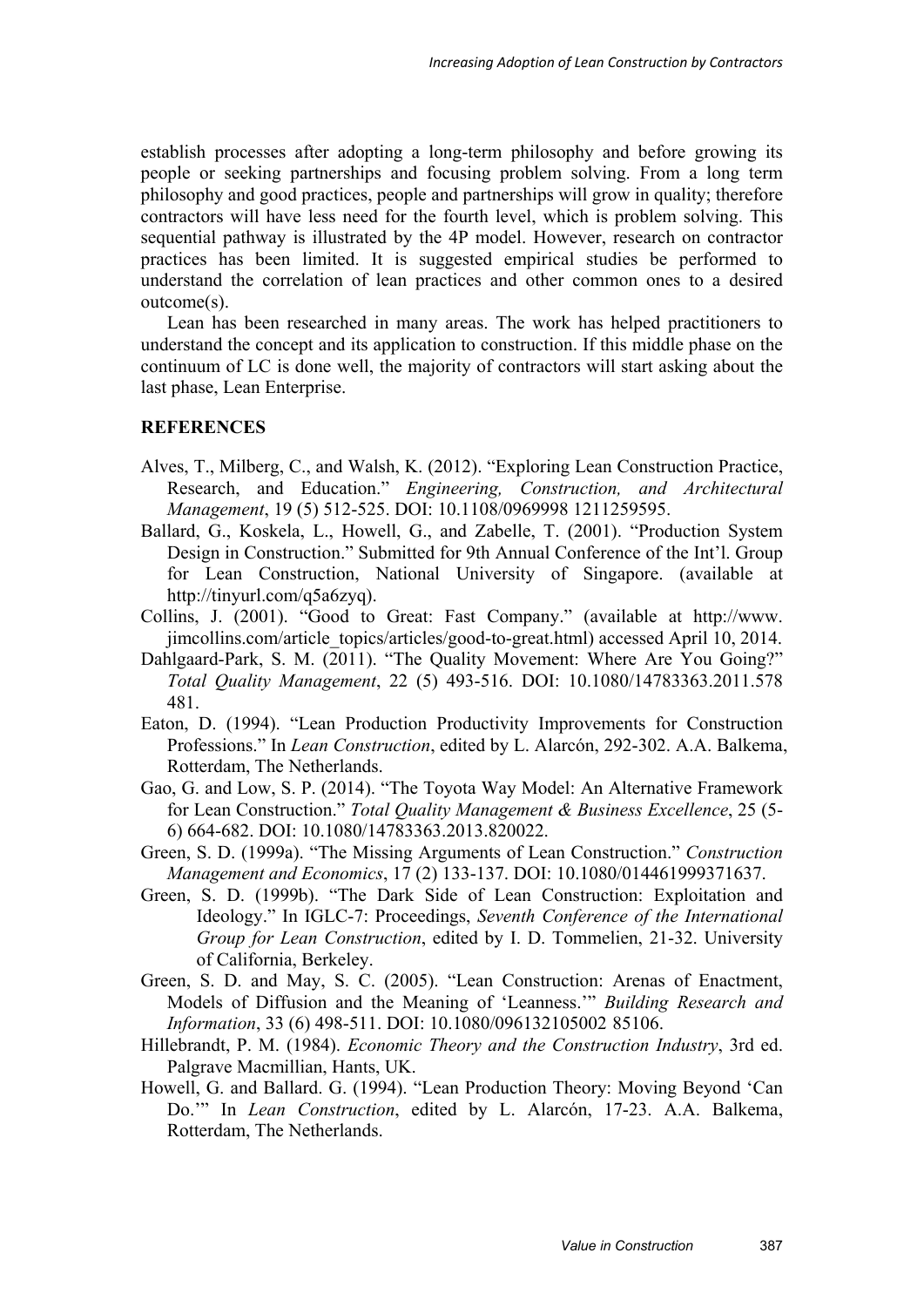establish processes after adopting a long-term philosophy and before growing its people or seeking partnerships and focusing problem solving. From a long term philosophy and good practices, people and partnerships will grow in quality; therefore contractors will have less need for the fourth level, which is problem solving. This sequential pathway is illustrated by the 4P model. However, research on contractor practices has been limited. It is suggested empirical studies be performed to understand the correlation of lean practices and other common ones to a desired outcome(s).

Lean has been researched in many areas. The work has helped practitioners to understand the concept and its application to construction. If this middle phase on the continuum of LC is done well, the majority of contractors will start asking about the last phase, Lean Enterprise.

## REFERENCES

Alves, T., Milberg, C., and Walsh, K. (2012). "Exploring Lean Construction Practice, Research, and Education." *Engineering, Construction, and Architectural Management*, 19 (5) 512-525. DOI: 10.1108/0969998 1211259595.

Ballard, G., Koskela, L., Howell, G., and Zabelle, T. (2001). "Production System Design in Construction." Submitted for 9th Annual Conference of the Int'l. Group for Lean Construction, National University of Singapore. (available at http://tinyurl.com/q5a6zyq).

Collins, J. (2001). "Good to Great: Fast Company." (available at http://www.jimcollins.com/article_topics/articles/good-to-great.html) accessed April 10, 2014.

Dahlgaard-Park, S. M. (2011). "The Quality Movement: Where Are You Going?" *Total Quality Management*, 22 (5) 493-516. DOI: 10.1080/14783363.2011.578 481.

Eaton, D. (1994). "Lean Production Productivity Improvements for Construction Professions." In *Lean Construction*, edited by L. Alarcón, 292-302. A.A. Balkema, Rotterdam, The Netherlands.

Gao, G. and Low, S. P. (2014). "The Toyota Way Model: An Alternative Framework for Lean Construction." *Total Quality Management & Business Excellence*, 25 (5-6) 664-682. DOI: 10.1080/14783363.2013.820022.

Green, S. D. (1999a). "The Missing Arguments of Lean Construction." *Construction Management and Economics*, 17 (2) 133-137. DOI: 10.1080/014461999371637.

Green, S. D. (1999b). "The Dark Side of Lean Construction: Exploitation and Ideology." In IGLC-7: Proceedings, *Seventh Conference of the International Group for Lean Construction*, edited by I. D. Tommelien, 21-32. University of California, Berkeley.

Green, S. D. and May, S. C. (2005). "Lean Construction: Arenas of Enactment, Models of Diffusion and the Meaning of 'Leanness.'" *Building Research and Information*, 33 (6) 498-511. DOI: 10.1080/096132105002 85106.

Hillebrandt, P. M. (1984). *Economic Theory and the Construction Industry*, 3rd ed. Palgrave Macmillian, Hants, UK.

Howell, G. and Ballard. G. (1994). "Lean Production Theory: Moving Beyond 'Can Do.'" In *Lean Construction*, edited by L. Alarcón, 17-23. A.A. Balkema, Rotterdam, The Netherlands.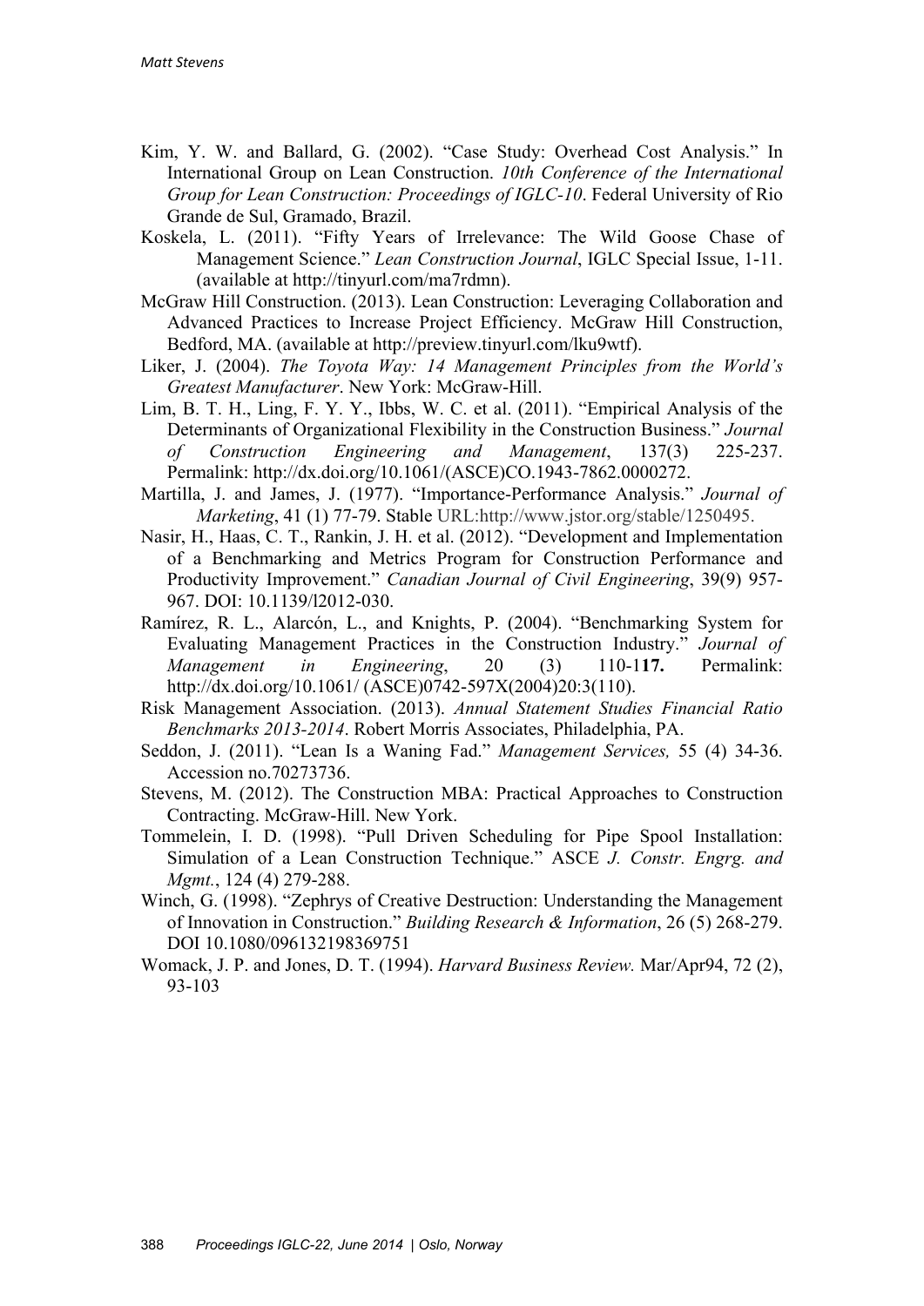Kim, Y. W. and Ballard, G. (2002). "Case Study: Overhead Cost Analysis." In International Group on Lean Construction. *10th Conference of the International Group for Lean Construction: Proceedings of IGLC-10*. Federal University of Rio Grande de Sul, Gramado, Brazil.

Koskela, L. (2011). "Fifty Years of Irrelevance: The Wild Goose Chase of Management Science." *Lean Construction Journal*, IGLC Special Issue, 1-11. (available at http://tinyurl.com/ma7rdmn).

McGraw Hill Construction. (2013). Lean Construction: Leveraging Collaboration and Advanced Practices to Increase Project Efficiency. McGraw Hill Construction, Bedford, MA. (available at http://preview.tinyurl.com/lku9wtf).

Liker, J. (2004). *The Toyota Way: 14 Management Principles from the World's Greatest Manufacturer*. New York: McGraw-Hill.

Lim, B. T. H., Ling, F. Y. Y., Ibbs, W. C. et al. (2011). "Empirical Analysis of the Determinants of Organizational Flexibility in the Construction Business." *Journal of Construction Engineering and Management*, 137(3) 225-237. Permalink: http://dx.doi.org/10.1061/(ASCE)CO.1943-7862.0000272.

Martilla, J. and James, J. (1977). "Importance-Performance Analysis." *Journal of Marketing*, 41 (1) 77-79. Stable URL:http://www.jstor.org/stable/1250495.

Nasir, H., Haas, C. T., Rankin, J. H. et al. (2012). "Development and Implementation of a Benchmarking and Metrics Program for Construction Performance and Productivity Improvement." *Canadian Journal of Civil Engineering*, 39(9) 957-967. DOI: 10.1139/l2012-030.

Ramírez, R. L., Alarcón, L., and Knights, P. (2004). "Benchmarking System for Evaluating Management Practices in the Construction Industry." *Journal of Management in Engineering*, 20 (3) 110-1**17.** Permalink: http://dx.doi.org/10.1061/ (ASCE)0742-597X(2004)20:3(110).

Risk Management Association. (2013). *Annual Statement Studies Financial Ratio Benchmarks 2013-2014*. Robert Morris Associates, Philadelphia, PA.

Seddon, J. (2011). "Lean Is a Waning Fad." *Management Services,* 55 (4) 34-36. Accession no.70273736.

Stevens, M. (2012). The Construction MBA: Practical Approaches to Construction Contracting. McGraw-Hill. New York.

Tommelein, I. D. (1998). "Pull Driven Scheduling for Pipe Spool Installation: Simulation of a Lean Construction Technique." ASCE *J. Constr. Engrg. and Mgmt.*, 124 (4) 279-288.

Winch, G. (1998). "Zephrys of Creative Destruction: Understanding the Management of Innovation in Construction." *Building Research & Information*, 26 (5) 268-279. DOI 10.1080/096132198369751

Womack, J. P. and Jones, D. T. (1994). *Harvard Business Review.* Mar/Apr94, 72 (2), 93-103